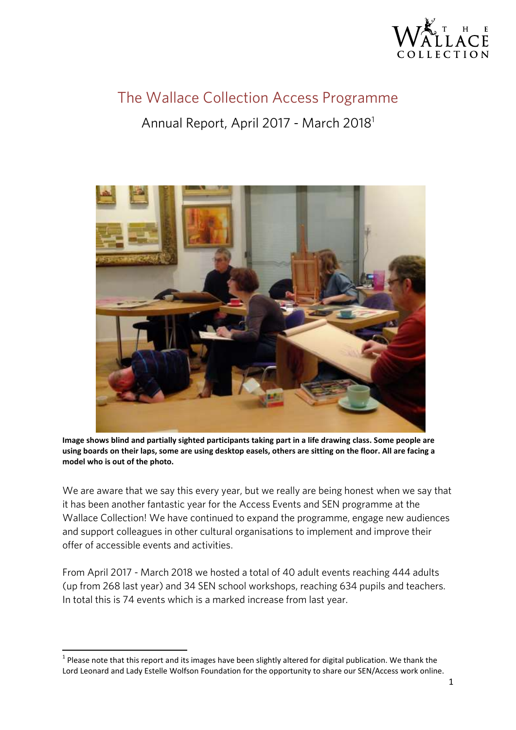# The Wallace Collection Access Programme

## Annual Report, April 2017 - March 2018[1]

**Image shows blind and partially sighted participants taking part in a life drawing class. Some people are using boards on their laps, some are using desktop easels, others are sitting on the floor. All are facing a model who is out of the photo.**

We are aware that we say this every year, but we really are being honest when we say that it has been another fantastic year for the Access Events and SEN programme at the Wallace Collection! We have continued to expand the programme, engage new audiences and support colleagues in other cultural organisations to implement and improve their offer of accessible events and activities.

From April 2017 - March 2018 we hosted a total of 40 adult events reaching 444 adults (up from 268 last year) and 34 SEN school workshops, reaching 634 pupils and teachers. In total this is 74 events which is a marked increase from last year.

---

[1] Please note that this report and its images have been slightly altered for digital publication. We thank the Lord Leonard and Lady Estelle Wolfson Foundation for the opportunity to share our SEN/Access work online.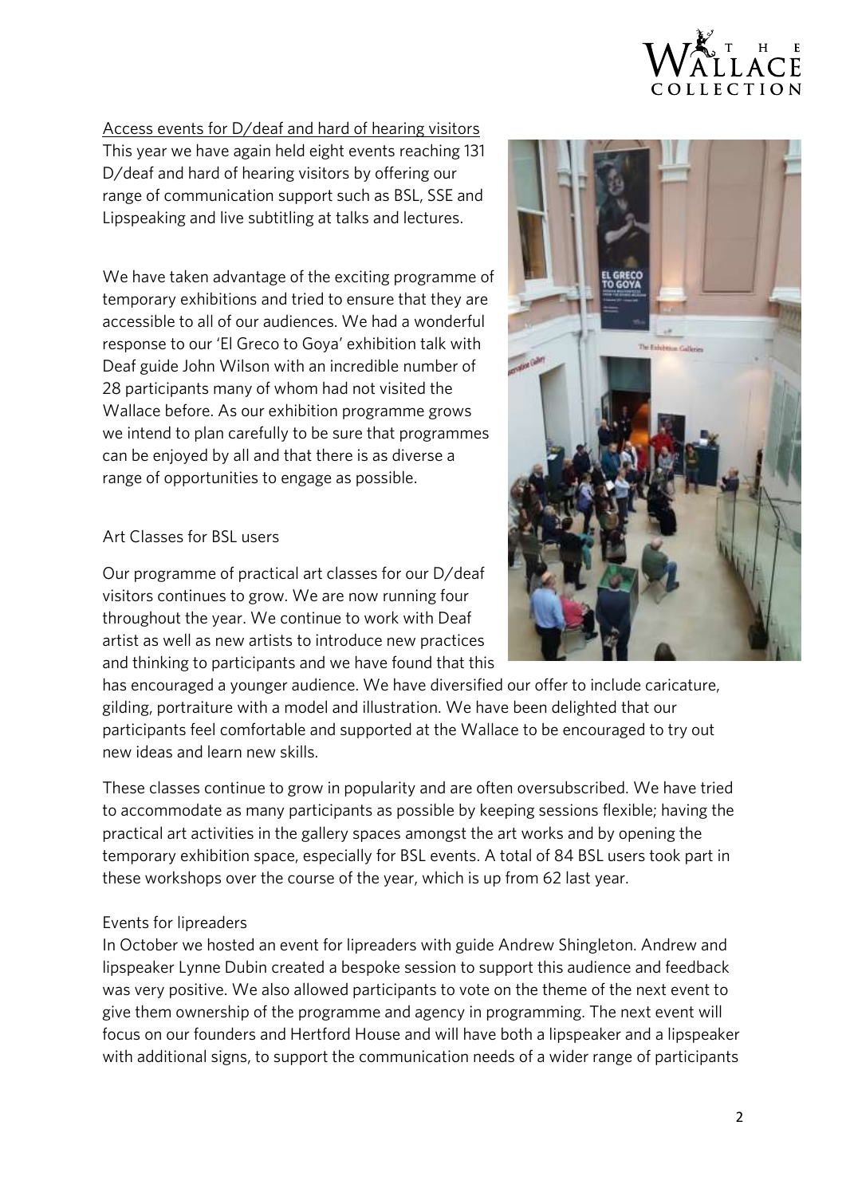Access events for D/deaf and hard of hearing visitors

This year we have again held eight events reaching 131 D/deaf and hard of hearing visitors by offering our range of communication support such as BSL, SSE and Lipspeaking and live subtitling at talks and lectures.

We have taken advantage of the exciting programme of temporary exhibitions and tried to ensure that they are accessible to all of our audiences. We had a wonderful response to our 'El Greco to Goya' exhibition talk with Deaf guide John Wilson with an incredible number of 28 participants many of whom had not visited the Wallace before. As our exhibition programme grows we intend to plan carefully to be sure that programmes can be enjoyed by all and that there is as diverse a range of opportunities to engage as possible.

Art Classes for BSL users

Our programme of practical art classes for our D/deaf visitors continues to grow. We are now running four throughout the year. We continue to work with Deaf artist as well as new artists to introduce new practices and thinking to participants and we have found that this has encouraged a younger audience. We have diversified our offer to include caricature, gilding, portraiture with a model and illustration. We have been delighted that our participants feel comfortable and supported at the Wallace to be encouraged to try out new ideas and learn new skills.

These classes continue to grow in popularity and are often oversubscribed. We have tried to accommodate as many participants as possible by keeping sessions flexible; having the practical art activities in the gallery spaces amongst the art works and by opening the temporary exhibition space, especially for BSL events. A total of 84 BSL users took part in these workshops over the course of the year, which is up from 62 last year.

Events for lipreaders

In October we hosted an event for lipreaders with guide Andrew Shingleton. Andrew and lipspeaker Lynne Dubin created a bespoke session to support this audience and feedback was very positive. We also allowed participants to vote on the theme of the next event to give them ownership of the programme and agency in programming. The next event will focus on our founders and Hertford House and will have both a lipspeaker and a lipspeaker with additional signs, to support the communication needs of a wider range of participants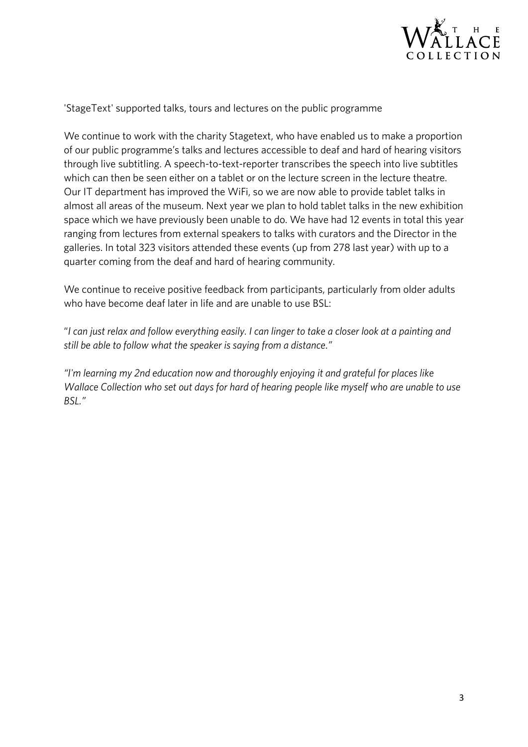'StageText' supported talks, tours and lectures on the public programme

We continue to work with the charity Stagetext, who have enabled us to make a proportion of our public programme's talks and lectures accessible to deaf and hard of hearing visitors through live subtitling. A speech-to-text-reporter transcribes the speech into live subtitles which can then be seen either on a tablet or on the lecture screen in the lecture theatre. Our IT department has improved the WiFi, so we are now able to provide tablet talks in almost all areas of the museum. Next year we plan to hold tablet talks in the new exhibition space which we have previously been unable to do. We have had 12 events in total this year ranging from lectures from external speakers to talks with curators and the Director in the galleries. In total 323 visitors attended these events (up from 278 last year) with up to a quarter coming from the deaf and hard of hearing community.

We continue to receive positive feedback from participants, particularly from older adults who have become deaf later in life and are unable to use BSL:

"*I can just relax and follow everything easily. I can linger to take a closer look at a painting and still be able to follow what the speaker is saying from a distance.*"

*"I'm learning my 2nd education now and thoroughly enjoying it and grateful for places like Wallace Collection who set out days for hard of hearing people like myself who are unable to use BSL."*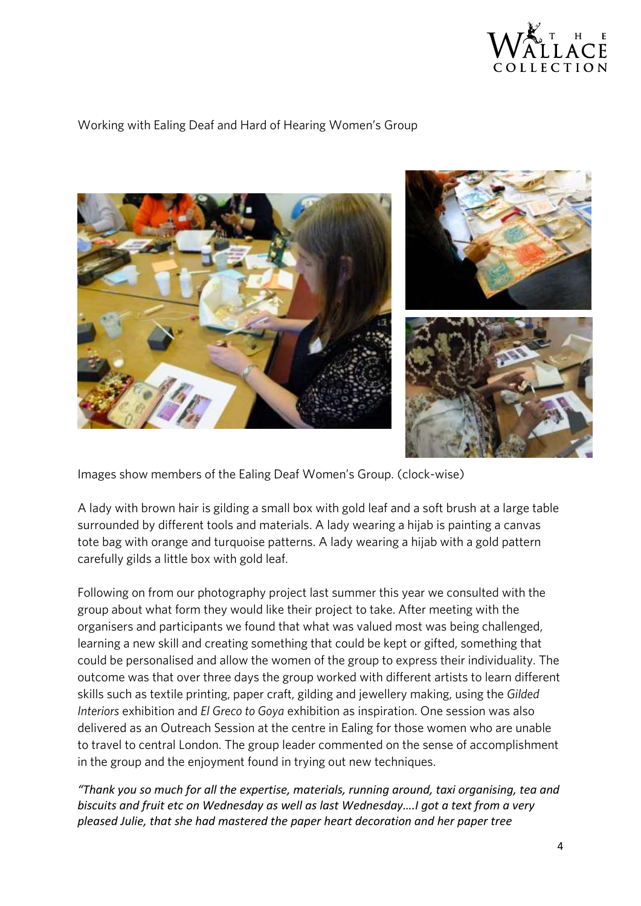Working with Ealing Deaf and Hard of Hearing Women's Group

Images show members of the Ealing Deaf Women's Group. (clock-wise)

A lady with brown hair is gilding a small box with gold leaf and a soft brush at a large table surrounded by different tools and materials. A lady wearing a hijab is painting a canvas tote bag with orange and turquoise patterns. A lady wearing a hijab with a gold pattern carefully gilds a little box with gold leaf.

Following on from our photography project last summer this year we consulted with the group about what form they would like their project to take. After meeting with the organisers and participants we found that what was valued most was being challenged, learning a new skill and creating something that could be kept or gifted, something that could be personalised and allow the women of the group to express their individuality. The outcome was that over three days the group worked with different artists to learn different skills such as textile printing, paper craft, gilding and jewellery making, using the *Gilded Interiors* exhibition and *El Greco to Goya* exhibition as inspiration. One session was also delivered as an Outreach Session at the centre in Ealing for those women who are unable to travel to central London. The group leader commented on the sense of accomplishment in the group and the enjoyment found in trying out new techniques.

*"Thank you so much for all the expertise, materials, running around, taxi organising, tea and biscuits and fruit etc on Wednesday as well as last Wednesday….I got a text from a very pleased Julie, that she had mastered the paper heart decoration and her paper tree*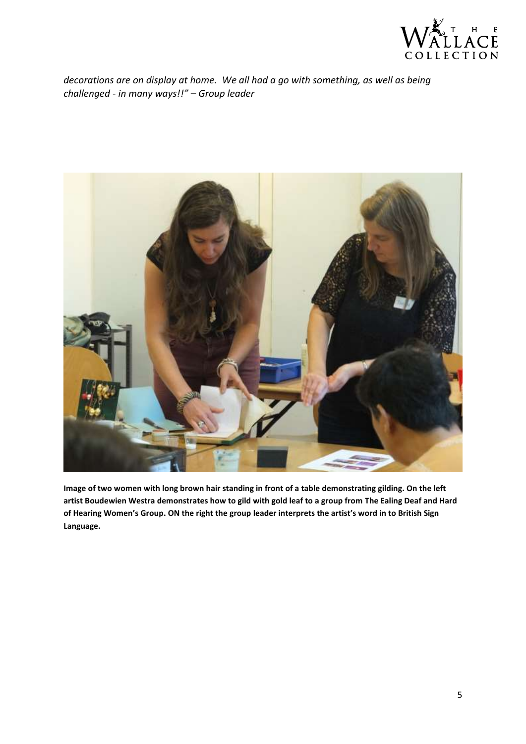*decorations are on display at home. We all had a go with something, as well as being challenged - in many ways!!" – Group leader*

**Image of two women with long brown hair standing in front of a table demonstrating gilding. On the left artist Boudewien Westra demonstrates how to gild with gold leaf to a group from The Ealing Deaf and Hard of Hearing Women's Group. ON the right the group leader interprets the artist's word in to British Sign Language.**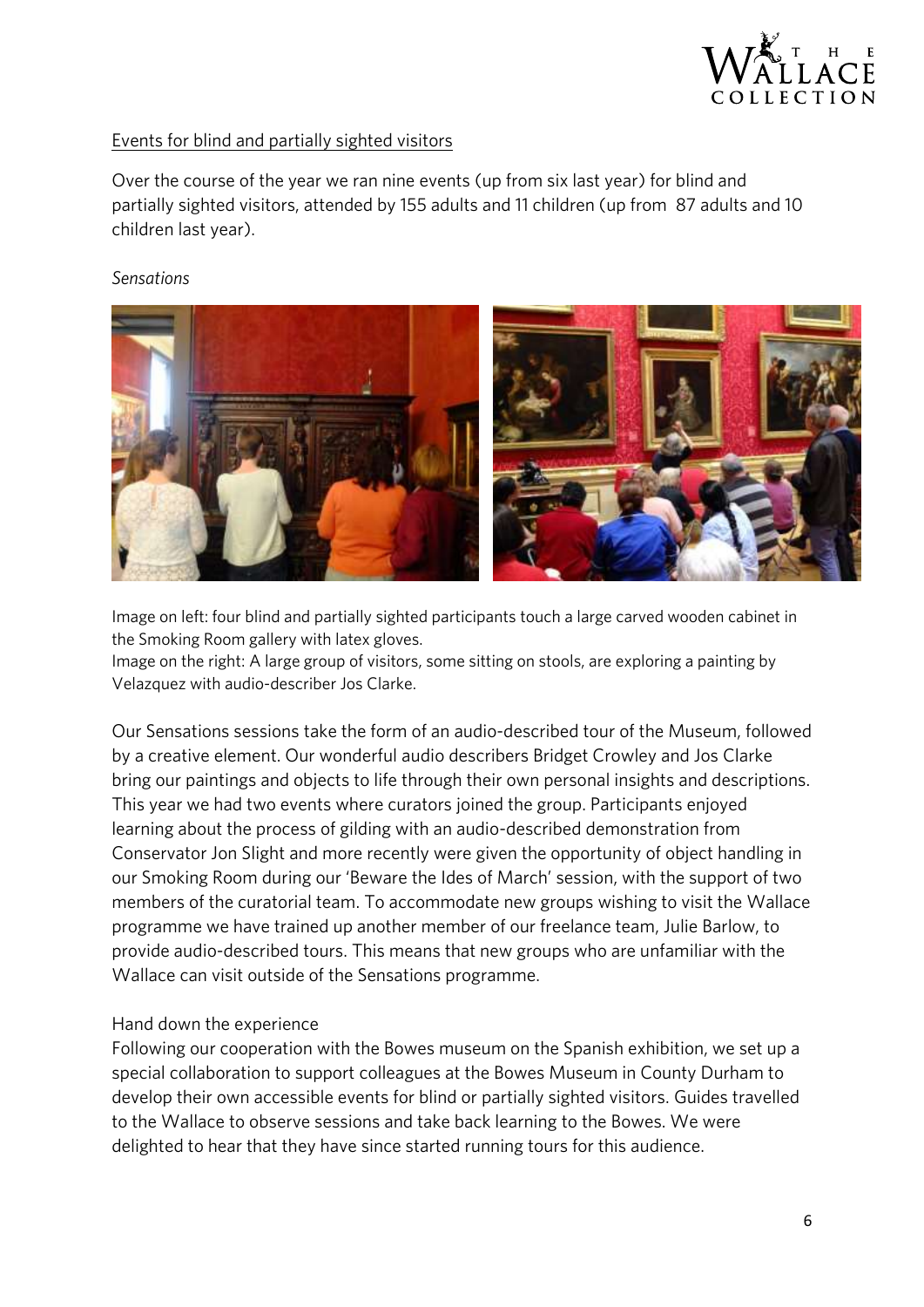## Events for blind and partially sighted visitors

Over the course of the year we ran nine events (up from six last year) for blind and partially sighted visitors, attended by 155 adults and 11 children (up from 87 adults and 10 children last year).

*Sensations*

Image on left: four blind and partially sighted participants touch a large carved wooden cabinet in the Smoking Room gallery with latex gloves.
Image on the right: A large group of visitors, some sitting on stools, are exploring a painting by Velazquez with audio-describer Jos Clarke.

Our Sensations sessions take the form of an audio-described tour of the Museum, followed by a creative element. Our wonderful audio describers Bridget Crowley and Jos Clarke bring our paintings and objects to life through their own personal insights and descriptions. This year we had two events where curators joined the group. Participants enjoyed learning about the process of gilding with an audio-described demonstration from Conservator Jon Slight and more recently were given the opportunity of object handling in our Smoking Room during our 'Beware the Ides of March' session, with the support of two members of the curatorial team. To accommodate new groups wishing to visit the Wallace programme we have trained up another member of our freelance team, Julie Barlow, to provide audio-described tours. This means that new groups who are unfamiliar with the Wallace can visit outside of the Sensations programme.

Hand down the experience

Following our cooperation with the Bowes museum on the Spanish exhibition, we set up a special collaboration to support colleagues at the Bowes Museum in County Durham to develop their own accessible events for blind or partially sighted visitors. Guides travelled to the Wallace to observe sessions and take back learning to the Bowes. We were delighted to hear that they have since started running tours for this audience.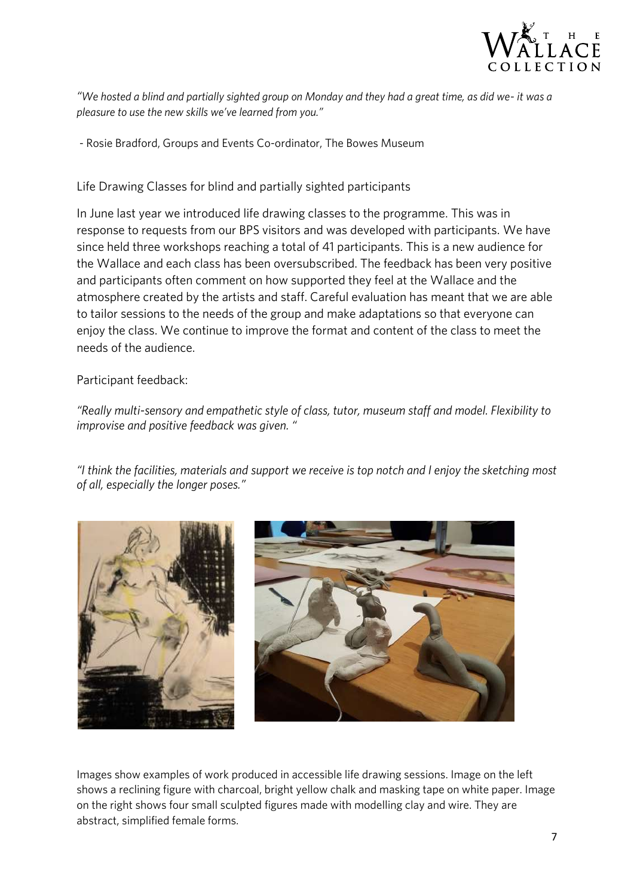*"We hosted a blind and partially sighted group on Monday and they had a great time, as did we- it was a pleasure to use the new skills we've learned from you."*

- Rosie Bradford, Groups and Events Co-ordinator, The Bowes Museum

## Life Drawing Classes for blind and partially sighted participants

In June last year we introduced life drawing classes to the programme. This was in response to requests from our BPS visitors and was developed with participants. We have since held three workshops reaching a total of 41 participants. This is a new audience for the Wallace and each class has been oversubscribed. The feedback has been very positive and participants often comment on how supported they feel at the Wallace and the atmosphere created by the artists and staff. Careful evaluation has meant that we are able to tailor sessions to the needs of the group and make adaptations so that everyone can enjoy the class. We continue to improve the format and content of the class to meet the needs of the audience.

Participant feedback:

*"Really multi-sensory and empathetic style of class, tutor, museum staff and model. Flexibility to improvise and positive feedback was given. "*

*"I think the facilities, materials and support we receive is top notch and I enjoy the sketching most of all, especially the longer poses."*

Images show examples of work produced in accessible life drawing sessions. Image on the left shows a reclining figure with charcoal, bright yellow chalk and masking tape on white paper. Image on the right shows four small sculpted figures made with modelling clay and wire. They are abstract, simplified female forms.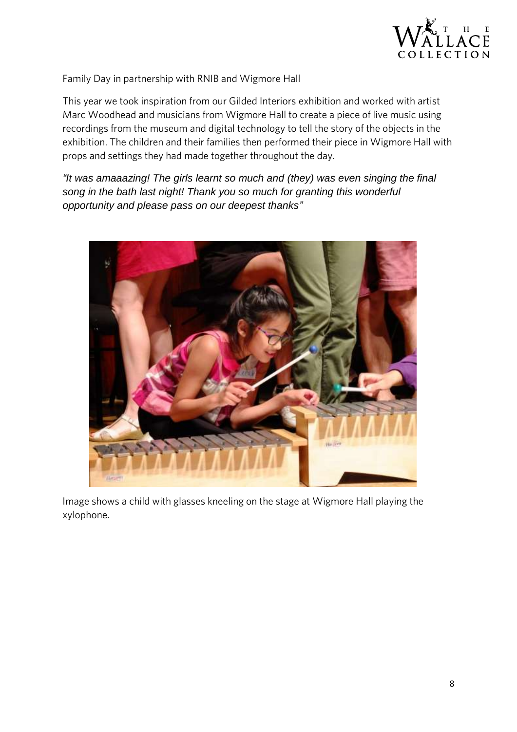Family Day in partnership with RNIB and Wigmore Hall

This year we took inspiration from our Gilded Interiors exhibition and worked with artist Marc Woodhead and musicians from Wigmore Hall to create a piece of live music using recordings from the museum and digital technology to tell the story of the objects in the exhibition. The children and their families then performed their piece in Wigmore Hall with props and settings they had made together throughout the day.

*"It was amaaazing! The girls learnt so much and (they) was even singing the final song in the bath last night! Thank you so much for granting this wonderful opportunity and please pass on our deepest thanks"*

Image shows a child with glasses kneeling on the stage at Wigmore Hall playing the xylophone.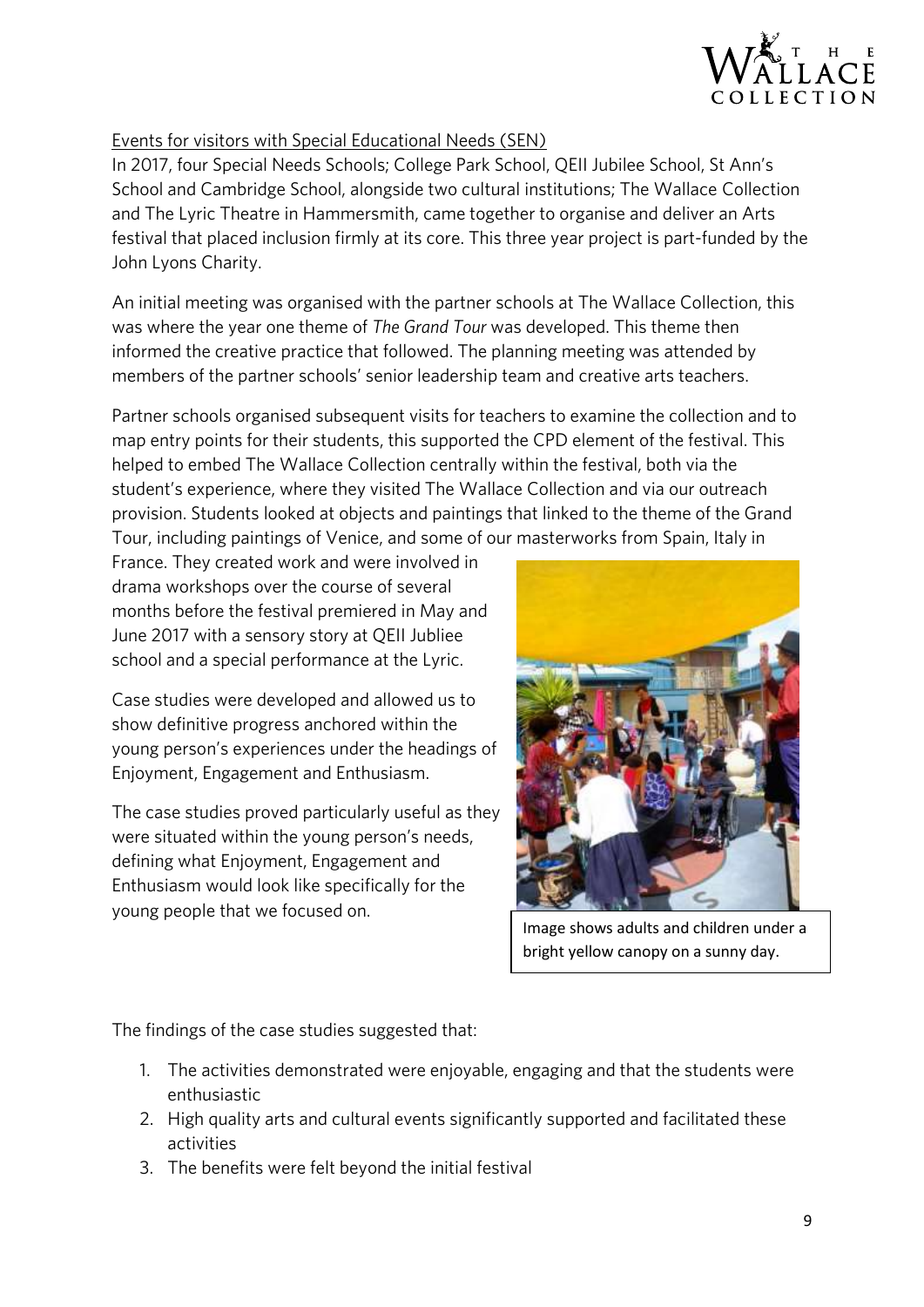Events for visitors with Special Educational Needs (SEN)

In 2017, four Special Needs Schools; College Park School, QEII Jubilee School, St Ann's School and Cambridge School, alongside two cultural institutions; The Wallace Collection and The Lyric Theatre in Hammersmith, came together to organise and deliver an Arts festival that placed inclusion firmly at its core. This three year project is part-funded by the John Lyons Charity.

An initial meeting was organised with the partner schools at The Wallace Collection, this was where the year one theme of *The Grand Tour* was developed. This theme then informed the creative practice that followed. The planning meeting was attended by members of the partner schools' senior leadership team and creative arts teachers.

Partner schools organised subsequent visits for teachers to examine the collection and to map entry points for their students, this supported the CPD element of the festival. This helped to embed The Wallace Collection centrally within the festival, both via the student's experience, where they visited The Wallace Collection and via our outreach provision. Students looked at objects and paintings that linked to the theme of the Grand Tour, including paintings of Venice, and some of our masterworks from Spain, Italy in France. They created work and were involved in drama workshops over the course of several months before the festival premiered in May and June 2017 with a sensory story at QEII Jubliee school and a special performance at the Lyric.

Case studies were developed and allowed us to show definitive progress anchored within the young person's experiences under the headings of Enjoyment, Engagement and Enthusiasm.

The case studies proved particularly useful as they were situated within the young person's needs, defining what Enjoyment, Engagement and Enthusiasm would look like specifically for the young people that we focused on.

Image shows adults and children under a bright yellow canopy on a sunny day.

The findings of the case studies suggested that:

1. The activities demonstrated were enjoyable, engaging and that the students were enthusiastic
2. High quality arts and cultural events significantly supported and facilitated these activities
3. The benefits were felt beyond the initial festival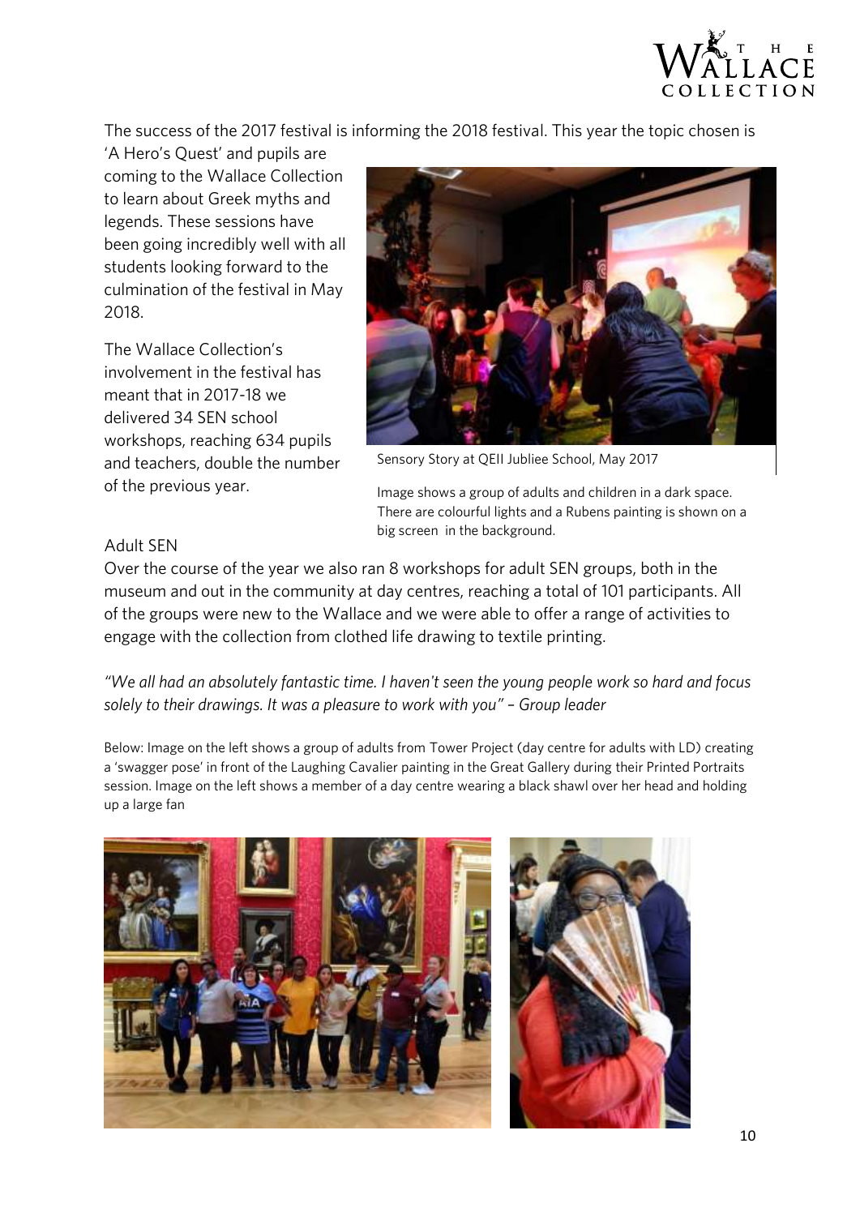The success of the 2017 festival is informing the 2018 festival. This year the topic chosen is 'A Hero's Quest' and pupils are coming to the Wallace Collection to learn about Greek myths and legends. These sessions have been going incredibly well with all students looking forward to the culmination of the festival in May 2018.

The Wallace Collection's involvement in the festival has meant that in 2017-18 we delivered 34 SEN school workshops, reaching 634 pupils and teachers, double the number of the previous year.

Sensory Story at QEII Jubliee School, May 2017

Image shows a group of adults and children in a dark space. There are colourful lights and a Rubens painting is shown on a big screen in the background.

## Adult SEN

Over the course of the year we also ran 8 workshops for adult SEN groups, both in the museum and out in the community at day centres, reaching a total of 101 participants. All of the groups were new to the Wallace and we were able to offer a range of activities to engage with the collection from clothed life drawing to textile printing.

*"We all had an absolutely fantastic time. I haven't seen the young people work so hard and focus solely to their drawings. It was a pleasure to work with you" – Group leader*

Below: Image on the left shows a group of adults from Tower Project (day centre for adults with LD) creating a 'swagger pose' in front of the Laughing Cavalier painting in the Great Gallery during their Printed Portraits session. Image on the left shows a member of a day centre wearing a black shawl over her head and holding up a large fan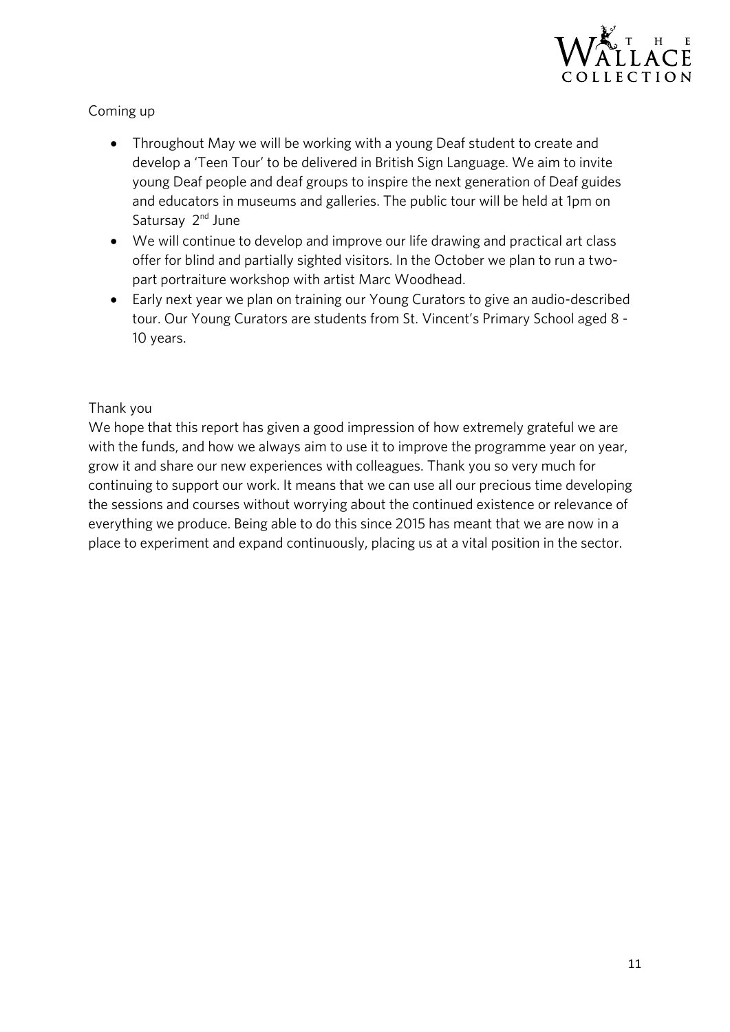Coming up

- Throughout May we will be working with a young Deaf student to create and develop a 'Teen Tour' to be delivered in British Sign Language. We aim to invite young Deaf people and deaf groups to inspire the next generation of Deaf guides and educators in museums and galleries. The public tour will be held at 1pm on Satursay 2nd June
- We will continue to develop and improve our life drawing and practical art class offer for blind and partially sighted visitors. In the October we plan to run a two-part portraiture workshop with artist Marc Woodhead.
- Early next year we plan on training our Young Curators to give an audio-described tour. Our Young Curators are students from St. Vincent's Primary School aged 8 - 10 years.

Thank you

We hope that this report has given a good impression of how extremely grateful we are with the funds, and how we always aim to use it to improve the programme year on year, grow it and share our new experiences with colleagues. Thank you so very much for continuing to support our work. It means that we can use all our precious time developing the sessions and courses without worrying about the continued existence or relevance of everything we produce. Being able to do this since 2015 has meant that we are now in a place to experiment and expand continuously, placing us at a vital position in the sector.